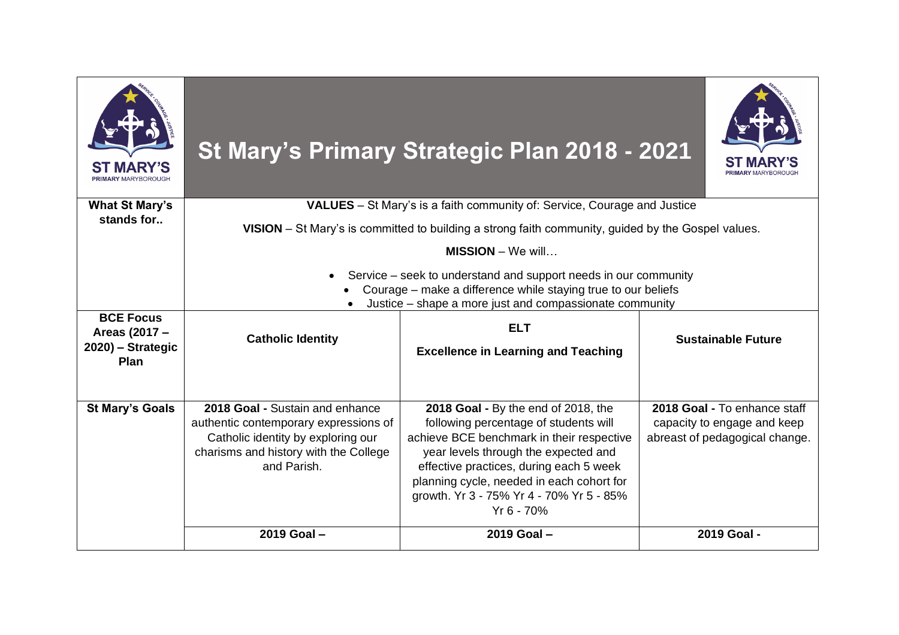# St Mary's Primary Strategic Plan 2018 - 2021

| | | | |
|---|---|---|---|
| **What St Mary's stands for..** | **VALUES** – St Mary's is a faith community of: Service, Courage and Justice<br><br>**VISION** – St Mary's is committed to building a strong faith community, guided by the Gospel values.<br><br>**MISSION** – We will…<br>• Service – seek to understand and support needs in our community<br>• Courage – make a difference while staying true to our beliefs<br>• Justice – shape a more just and compassionate community | | |
| **BCE Focus Areas (2017 – 2020) – Strategic Plan** | **Catholic Identity** | **ELT**<br>**Excellence in Learning and Teaching** | **Sustainable Future** |
| **St Mary's Goals** | **2018 Goal -** Sustain and enhance authentic contemporary expressions of Catholic identity by exploring our charisms and history with the College and Parish. | **2018 Goal -** By the end of 2018, the following percentage of students will achieve BCE benchmark in their respective year levels through the expected and effective practices, during each 5 week planning cycle, needed in each cohort for growth. Yr 3 - 75% Yr 4 - 70% Yr 5 - 85% Yr 6 - 70% | **2018 Goal -** To enhance staff capacity to engage and keep abreast of pedagogical change. |
| | **2019 Goal –** | **2019 Goal –** | **2019 Goal -** |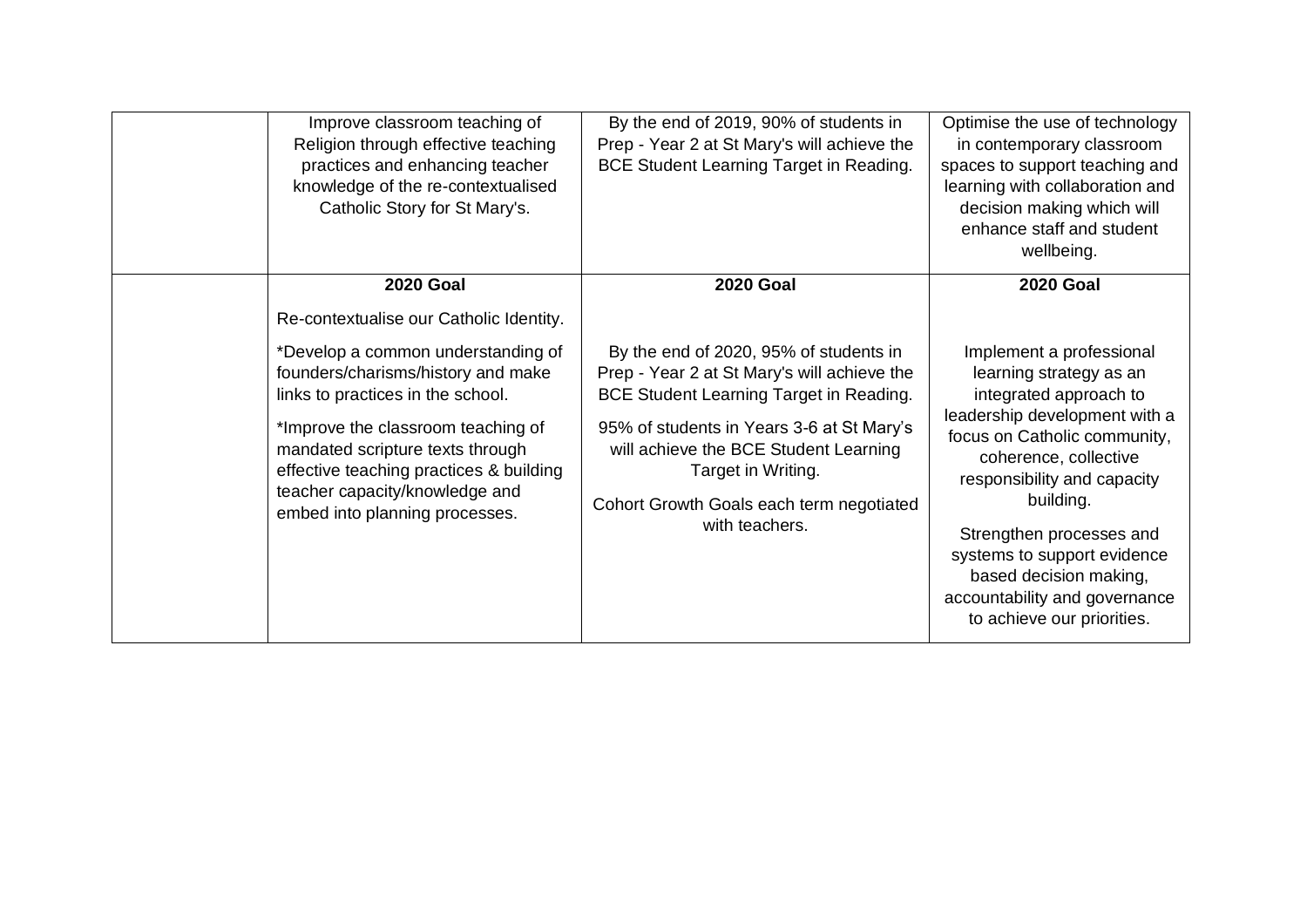| | | | |
|---|---|---|---|
| | Improve classroom teaching of Religion through effective teaching practices and enhancing teacher knowledge of the re-contextualised Catholic Story for St Mary's. | By the end of 2019, 90% of students in Prep - Year 2 at St Mary's will achieve the BCE Student Learning Target in Reading. | Optimise the use of technology in contemporary classroom spaces to support teaching and learning with collaboration and decision making which will enhance staff and student wellbeing. |
| | **2020 Goal**<br><br>Re-contextualise our Catholic Identity.<br><br>*Develop a common understanding of founders/charisms/history and make links to practices in the school.<br><br>*Improve the classroom teaching of mandated scripture texts through effective teaching practices & building teacher capacity/knowledge and embed into planning processes. | **2020 Goal**<br><br>By the end of 2020, 95% of students in Prep - Year 2 at St Mary's will achieve the BCE Student Learning Target in Reading.<br><br>95% of students in Years 3-6 at St Mary's will achieve the BCE Student Learning Target in Writing.<br><br>Cohort Growth Goals each term negotiated with teachers. | **2020 Goal**<br><br>Implement a professional learning strategy as an integrated approach to leadership development with a focus on Catholic community, coherence, collective responsibility and capacity building.<br><br>Strengthen processes and systems to support evidence based decision making, accountability and governance to achieve our priorities. |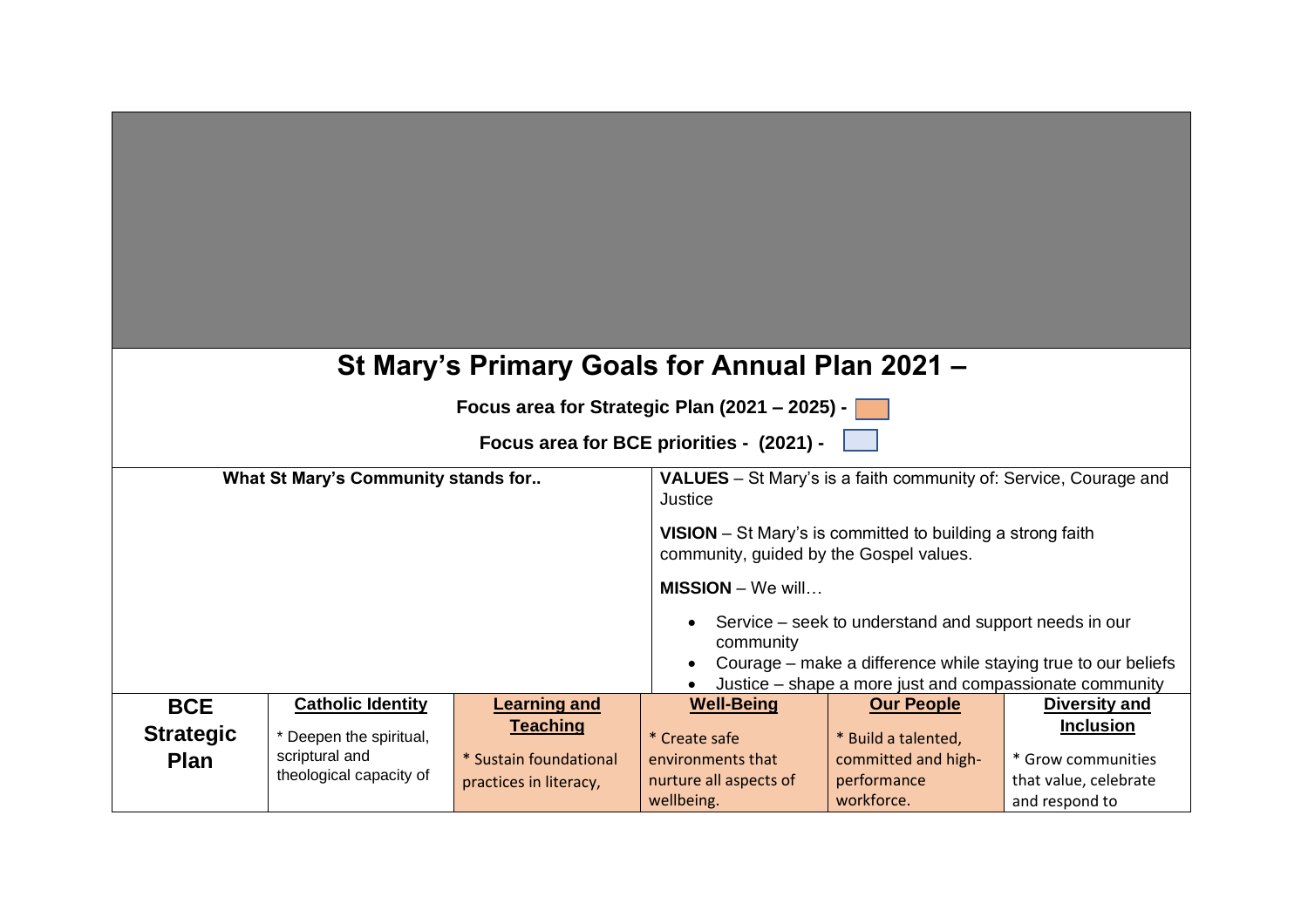## St Mary's Primary Goals for Annual Plan 2021 –

**Focus area for Strategic Plan (2021 – 2025) -**

**Focus area for BCE priorities - (2021) -**

| What St Mary's Community stands for.. | | | | | |
|---|---|---|---|---|---|
| | | | **VALUES** – St Mary's is a faith community of: Service, Courage and Justice<br><br>**VISION** – St Mary's is committed to building a strong faith community, guided by the Gospel values.<br><br>**MISSION** – We will…<br>• Service – seek to understand and support needs in our community<br>• Courage – make a difference while staying true to our beliefs<br>• Justice – shape a more just and compassionate community | | |
| **BCE Strategic Plan** | **Catholic Identity**<br>* Deepen the spiritual, scriptural and theological capacity of | **Learning and Teaching**<br>* Sustain foundational practices in literacy, | **Well-Being**<br>* Create safe environments that nurture all aspects of wellbeing. | **Our People**<br>* Build a talented, committed and high-performance workforce. | **Diversity and Inclusion**<br>* Grow communities that value, celebrate and respond to |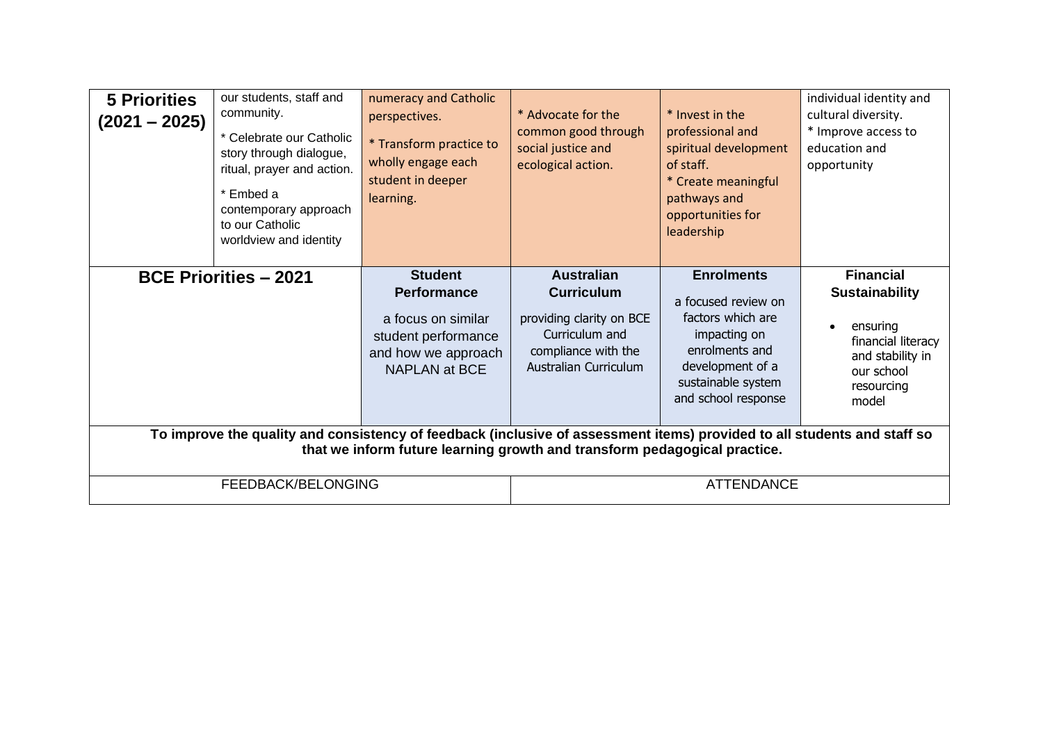| **5 Priorities (2021 – 2025)** | our students, staff and community.<br><br>* Celebrate our Catholic story through dialogue, ritual, prayer and action.<br><br>* Embed a contemporary approach to our Catholic worldview and identity | numeracy and Catholic perspectives.<br><br>* Transform practice to wholly engage each student in deeper learning. | * Advocate for the common good through social justice and ecological action. | * Invest in the professional and spiritual development of staff.<br>* Create meaningful pathways and opportunities for leadership | individual identity and cultural diversity.<br>* Improve access to education and opportunity |
|---|---|---|---|---|---|
| **BCE Priorities – 2021** | | **Student Performance**<br><br>a focus on similar student performance and how we approach NAPLAN at BCE | **Australian Curriculum**<br><br>providing clarity on BCE Curriculum and compliance with the Australian Curriculum | **Enrolments**<br><br>a focused review on factors which are impacting on enrolments and development of a sustainable system and school response | **Financial Sustainability**<br><br>• ensuring financial literacy and stability in our school resourcing model |
| **To improve the quality and consistency of feedback (inclusive of assessment items) provided to all students and staff so that we inform future learning growth and transform pedagogical practice.** | | | | | |
| FEEDBACK/BELONGING | | | ATTENDANCE | | |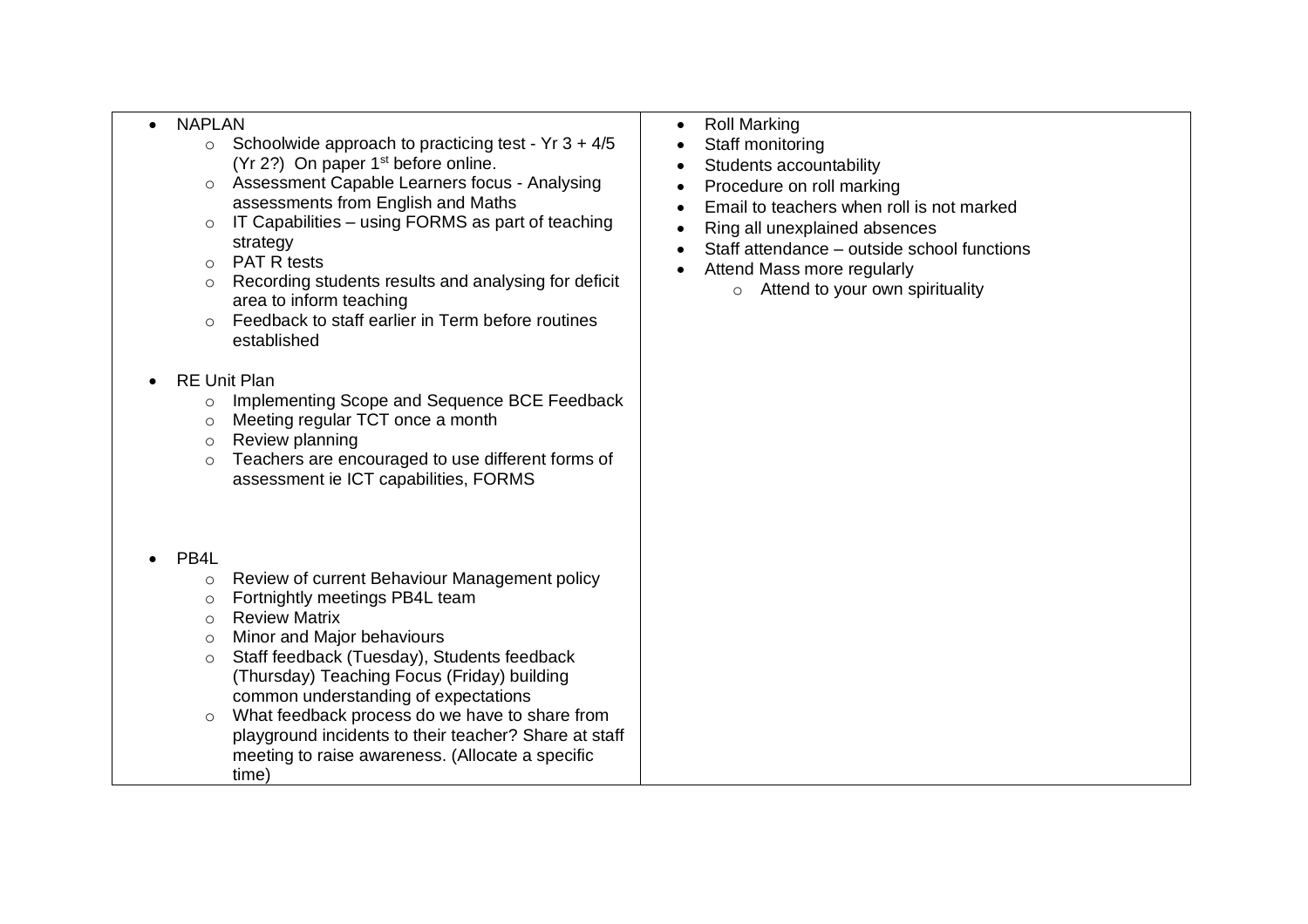| | |
|---|---|
| - NAPLAN<br>  - Schoolwide approach to practicing test - Yr 3 + 4/5 (Yr 2?) On paper 1st before online.<br>  - Assessment Capable Learners focus - Analysing assessments from English and Maths<br>  - IT Capabilities – using FORMS as part of teaching strategy<br>  - PAT R tests<br>  - Recording students results and analysing for deficit area to inform teaching<br>  - Feedback to staff earlier in Term before routines established<br><br>- RE Unit Plan<br>  - Implementing Scope and Sequence BCE Feedback<br>  - Meeting regular TCT once a month<br>  - Review planning<br>  - Teachers are encouraged to use different forms of assessment ie ICT capabilities, FORMS<br><br>- PB4L<br>  - Review of current Behaviour Management policy<br>  - Fortnightly meetings PB4L team<br>  - Review Matrix<br>  - Minor and Major behaviours<br>  - Staff feedback (Tuesday), Students feedback (Thursday) Teaching Focus (Friday) building common understanding of expectations<br>  - What feedback process do we have to share from playground incidents to their teacher? Share at staff meeting to raise awareness. (Allocate a specific time) | - Roll Marking<br>- Staff monitoring<br>- Students accountability<br>- Procedure on roll marking<br>- Email to teachers when roll is not marked<br>- Ring all unexplained absences<br>- Staff attendance – outside school functions<br>- Attend Mass more regularly<br>  - Attend to your own spirituality |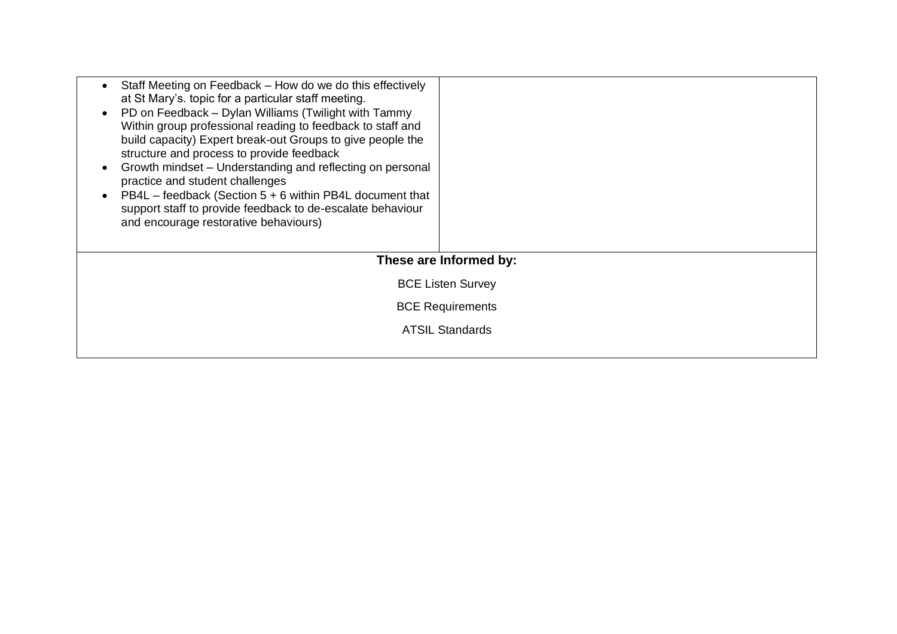| | |
|---|---|
| <ul><li>Staff Meeting on Feedback – How do we do this effectively at St Mary's. topic for a particular staff meeting.</li><li>PD on Feedback – Dylan Williams (Twilight with Tammy Within group professional reading to feedback to staff and build capacity) Expert break-out Groups to give people the structure and process to provide feedback</li><li>Growth mindset – Understanding and reflecting on personal practice and student challenges</li><li>PB4L – feedback (Section 5 + 6 within PB4L document that support staff to provide feedback to de-escalate behaviour and encourage restorative behaviours)</li></ul> | |
| **These are Informed by:**<br><br>BCE Listen Survey<br><br>BCE Requirements<br><br>ATSIL Standards | |